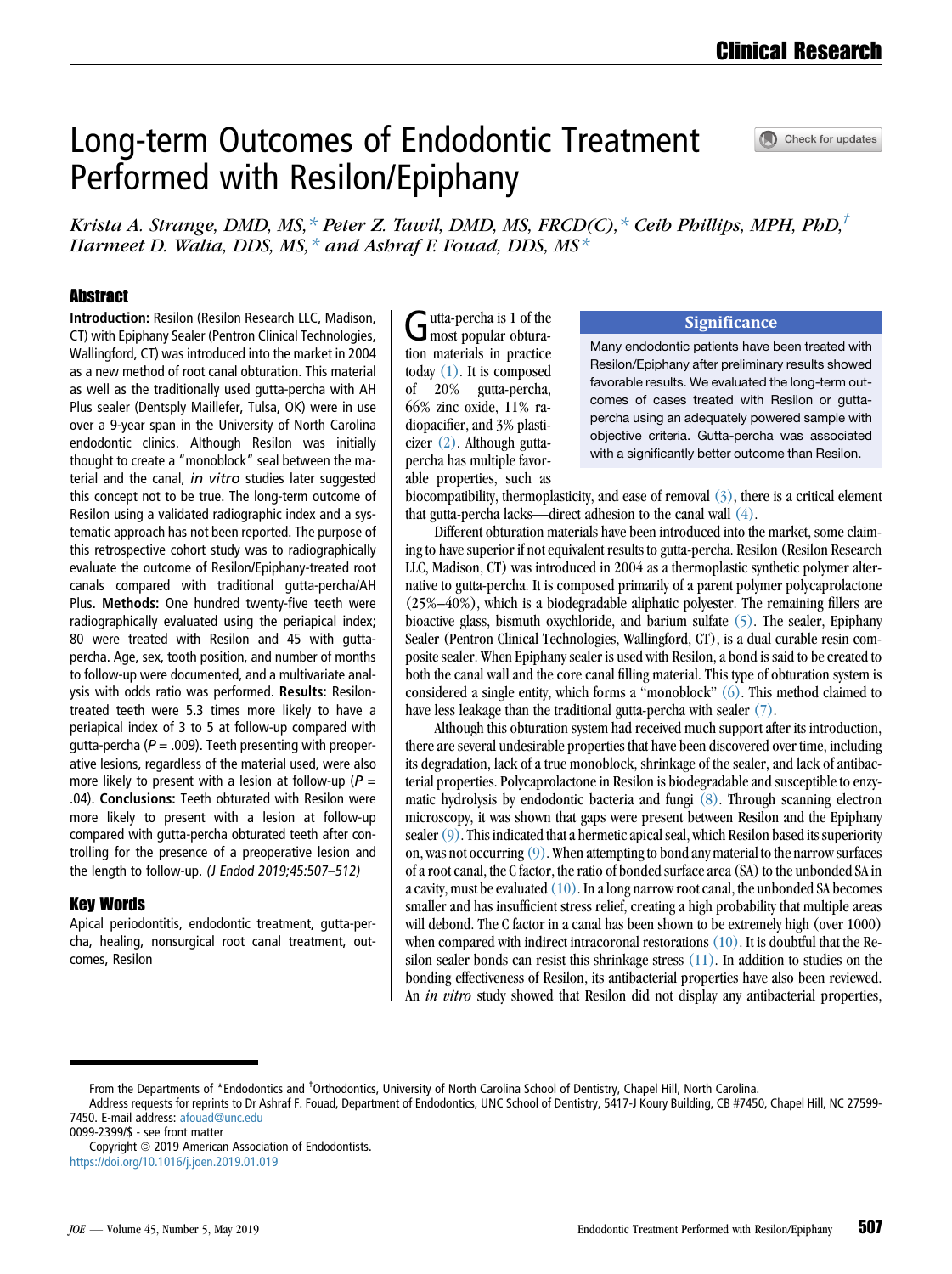Clinical Research

# Long-term Outcomes of Endodontic Treatment Performed with Resilon/Epiphany

*Krista A. Strange, DMD, MS,* *Peter Z. Tawil, DMD, MS, FRCD(C),* *Ceib Phillips, MPH, PhD,*[†] *Harmeet D. Walia, DDS, MS,* *and Ashraf F. Fouad, DDS, MS**

## Abstract

**Introduction:** Resilon (Resilon Research LLC, Madison, CT) with Epiphany Sealer (Pentron Clinical Technologies, Wallingford, CT) was introduced into the market in 2004 as a new method of root canal obturation. This material as well as the traditionally used gutta-percha with AH Plus sealer (Dentsply Maillefer, Tulsa, OK) were in use over a 9-year span in the University of North Carolina endodontic clinics. Although Resilon was initially thought to create a "monoblock" seal between the material and the canal, *in vitro* studies later suggested this concept not to be true. The long-term outcome of Resilon using a validated radiographic index and a systematic approach has not been reported. The purpose of this retrospective cohort study was to radiographically evaluate the outcome of Resilon/Epiphany-treated root canals compared with traditional gutta-percha/AH Plus. **Methods:** One hundred twenty-five teeth were radiographically evaluated using the periapical index; 80 were treated with Resilon and 45 with gutta-percha. Age, sex, tooth position, and number of months to follow-up were documented, and a multivariate analysis with odds ratio was performed. **Results:** Resilon-treated teeth were 5.3 times more likely to have a periapical index of 3 to 5 at follow-up compared with gutta-percha ($P$ = .009). Teeth presenting with preoperative lesions, regardless of the material used, were also more likely to present with a lesion at follow-up ($P$ = .04). **Conclusions:** Teeth obturated with Resilon were more likely to present with a lesion at follow-up compared with gutta-percha obturated teeth after controlling for the presence of a preoperative lesion and the length to follow-up. *(J Endod 2019;45:507–512)*

## Key Words

Apical periodontitis, endodontic treatment, gutta-percha, healing, nonsurgical root canal treatment, outcomes, Resilon

### Significance

Many endodontic patients have been treated with Resilon/Epiphany after preliminary results showed favorable results. We evaluated the long-term outcomes of cases treated with Resilon or gutta-percha using an adequately powered sample with objective criteria. Gutta-percha was associated with a significantly better outcome than Resilon.

Gutta-percha is 1 of the most popular obturation materials in practice today (1). It is composed of 20% gutta-percha, 66% zinc oxide, 11% radiopacifier, and 3% plasticizer (2). Although gutta-percha has multiple favorable properties, such as biocompatibility, thermoplasticity, and ease of removal (3), there is a critical element that gutta-percha lacks—direct adhesion to the canal wall (4).

Different obturation materials have been introduced into the market, some claiming to have superior if not equivalent results to gutta-percha. Resilon (Resilon Research LLC, Madison, CT) was introduced in 2004 as a thermoplastic synthetic polymer alternative to gutta-percha. It is composed primarily of a parent polymer polycaprolactone (25%–40%), which is a biodegradable aliphatic polyester. The remaining fillers are bioactive glass, bismuth oxychloride, and barium sulfate (5). The sealer, Epiphany Sealer (Pentron Clinical Technologies, Wallingford, CT), is a dual curable resin composite sealer. When Epiphany sealer is used with Resilon, a bond is said to be created to both the canal wall and the core canal filling material. This type of obturation system is considered a single entity, which forms a "monoblock" (6). This method claimed to have less leakage than the traditional gutta-percha with sealer (7).

Although this obturation system had received much support after its introduction, there are several undesirable properties that have been discovered over time, including its degradation, lack of a true monoblock, shrinkage of the sealer, and lack of antibacterial properties. Polycaprolactone in Resilon is biodegradable and susceptible to enzymatic hydrolysis by endodontic bacteria and fungi (8). Through scanning electron microscopy, it was shown that gaps were present between Resilon and the Epiphany sealer (9). This indicated that a hermetic apical seal, which Resilon based its superiority on, was not occurring (9). When attempting to bond any material to the narrow surfaces of a root canal, the C factor, the ratio of bonded surface area (SA) to the unbonded SA in a cavity, must be evaluated (10). In a long narrow root canal, the unbonded SA becomes smaller and has insufficient stress relief, creating a high probability that multiple areas will debond. The C factor in a canal has been shown to be extremely high (over 1000) when compared with indirect intracoronal restorations (10). It is doubtful that the Resilon sealer bonds can resist this shrinkage stress (11). In addition to studies on the bonding effectiveness of Resilon, its antibacterial properties have also been reviewed. An *in vitro* study showed that Resilon did not display any antibacterial properties,

From the Departments of *Endodontics and [†]Orthodontics, University of North Carolina School of Dentistry, Chapel Hill, North Carolina.

Address requests for reprints to Dr Ashraf F. Fouad, Department of Endodontics, UNC School of Dentistry, 5417-J Koury Building, CB #7450, Chapel Hill, NC 27599-7450. E-mail address: afouad@unc.edu

0099-2399/$ - see front matter

Copyright © 2019 American Association of Endodontists.

https://doi.org/10.1016/j.joen.2019.01.019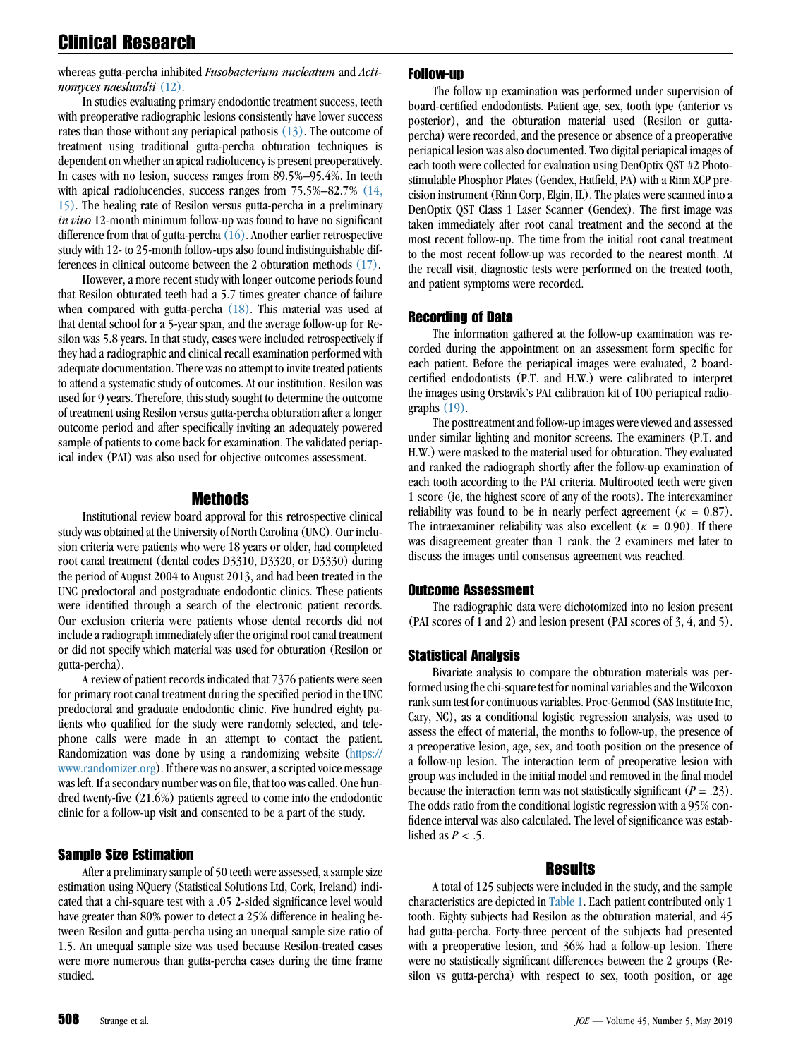whereas gutta-percha inhibited *Fusobacterium nucleatum* and *Actinomyces naeslundii* (12).

In studies evaluating primary endodontic treatment success, teeth with preoperative radiographic lesions consistently have lower success rates than those without any periapical pathosis (13). The outcome of treatment using traditional gutta-percha obturation techniques is dependent on whether an apical radiolucency is present preoperatively. In cases with no lesion, success ranges from 89.5%–95.4%. In teeth with apical radiolucencies, success ranges from 75.5%–82.7% (14, 15). The healing rate of Resilon versus gutta-percha in a preliminary *in vivo* 12-month minimum follow-up was found to have no significant difference from that of gutta-percha (16). Another earlier retrospective study with 12- to 25-month follow-ups also found indistinguishable differences in clinical outcome between the 2 obturation methods (17).

However, a more recent study with longer outcome periods found that Resilon obturated teeth had a 5.7 times greater chance of failure when compared with gutta-percha (18). This material was used at that dental school for a 5-year span, and the average follow-up for Resilon was 5.8 years. In that study, cases were included retrospectively if they had a radiographic and clinical recall examination performed with adequate documentation. There was no attempt to invite treated patients to attend a systematic study of outcomes. At our institution, Resilon was used for 9 years. Therefore, this study sought to determine the outcome of treatment using Resilon versus gutta-percha obturation after a longer outcome period and after specifically inviting an adequately powered sample of patients to come back for examination. The validated periapical index (PAI) was also used for objective outcomes assessment.

## Methods

Institutional review board approval for this retrospective clinical study was obtained at the University of North Carolina (UNC). Our inclusion criteria were patients who were 18 years or older, had completed root canal treatment (dental codes D3310, D3320, or D3330) during the period of August 2004 to August 2013, and had been treated in the UNC predoctoral and postgraduate endodontic clinics. These patients were identified through a search of the electronic patient records. Our exclusion criteria were patients whose dental records did not include a radiograph immediately after the original root canal treatment or did not specify which material was used for obturation (Resilon or gutta-percha).

A review of patient records indicated that 7376 patients were seen for primary root canal treatment during the specified period in the UNC predoctoral and graduate endodontic clinic. Five hundred eighty patients who qualified for the study were randomly selected, and telephone calls were made in an attempt to contact the patient. Randomization was done by using a randomizing website (https://www.randomizer.org). If there was no answer, a scripted voice message was left. If a secondary number was on file, that too was called. One hundred twenty-five (21.6%) patients agreed to come into the endodontic clinic for a follow-up visit and consented to be a part of the study.

### Sample Size Estimation

After a preliminary sample of 50 teeth were assessed, a sample size estimation using NQuery (Statistical Solutions Ltd, Cork, Ireland) indicated that a chi-square test with a .05 2-sided significance level would have greater than 80% power to detect a 25% difference in healing between Resilon and gutta-percha using an unequal sample size ratio of 1.5. An unequal sample size was used because Resilon-treated cases were more numerous than gutta-percha cases during the time frame studied.

### Follow-up

The follow up examination was performed under supervision of board-certified endodontists. Patient age, sex, tooth type (anterior vs posterior), and the obturation material used (Resilon or gutta-percha) were recorded, and the presence or absence of a preoperative periapical lesion was also documented. Two digital periapical images of each tooth were collected for evaluation using DenOptix QST #2 Photostimulable Phosphor Plates (Gendex, Hatfield, PA) with a Rinn XCP precision instrument (Rinn Corp, Elgin, IL). The plates were scanned into a DenOptix QST Class 1 Laser Scanner (Gendex). The first image was taken immediately after root canal treatment and the second at the most recent follow-up. The time from the initial root canal treatment to the most recent follow-up was recorded to the nearest month. At the recall visit, diagnostic tests were performed on the treated tooth, and patient symptoms were recorded.

### Recording of Data

The information gathered at the follow-up examination was recorded during the appointment on an assessment form specific for each patient. Before the periapical images were evaluated, 2 board-certified endodontists (P.T. and H.W.) were calibrated to interpret the images using Orstavik's PAI calibration kit of 100 periapical radiographs (19).

The posttreatment and follow-up images were viewed and assessed under similar lighting and monitor screens. The examiners (P.T. and H.W.) were masked to the material used for obturation. They evaluated and ranked the radiograph shortly after the follow-up examination of each tooth according to the PAI criteria. Multirooted teeth were given 1 score (ie, the highest score of any of the roots). The interexaminer reliability was found to be in nearly perfect agreement ($\kappa$ = 0.87). The intraexaminer reliability was also excellent ($\kappa$ = 0.90). If there was disagreement greater than 1 rank, the 2 examiners met later to discuss the images until consensus agreement was reached.

### Outcome Assessment

The radiographic data were dichotomized into no lesion present (PAI scores of 1 and 2) and lesion present (PAI scores of 3, 4, and 5).

### Statistical Analysis

Bivariate analysis to compare the obturation materials was performed using the chi-square test for nominal variables and the Wilcoxon rank sum test for continuous variables. Proc-Genmod (SAS Institute Inc, Cary, NC), as a conditional logistic regression analysis, was used to assess the effect of material, the months to follow-up, the presence of a preoperative lesion, age, sex, and tooth position on the presence of a follow-up lesion. The interaction term of preoperative lesion with group was included in the initial model and removed in the final model because the interaction term was not statistically significant ($P$ = .23). The odds ratio from the conditional logistic regression with a 95% confidence interval was also calculated. The level of significance was established as $P$ < .5.

## Results

A total of 125 subjects were included in the study, and the sample characteristics are depicted in Table 1. Each patient contributed only 1 tooth. Eighty subjects had Resilon as the obturation material, and 45 had gutta-percha. Forty-three percent of the subjects had presented with a preoperative lesion, and 36% had a follow-up lesion. There were no statistically significant differences between the 2 groups (Resilon vs gutta-percha) with respect to sex, tooth position, or age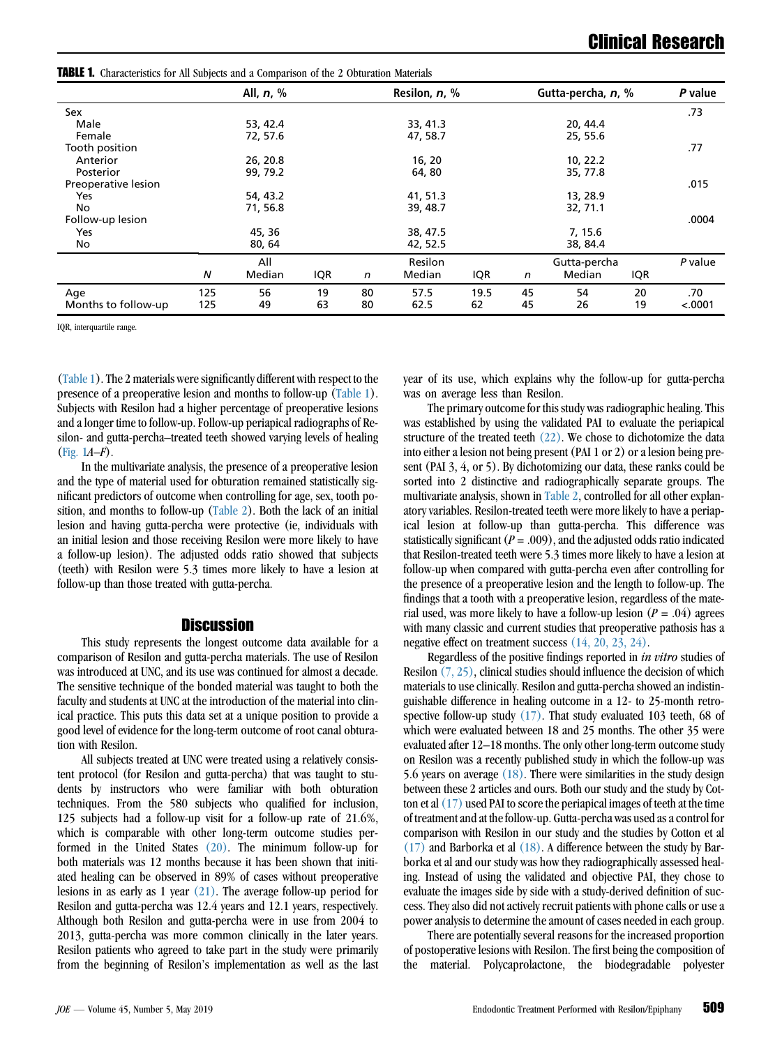**TABLE 1.** Characteristics for All Subjects and a Comparison of the 2 Obturation Materials

| | All, *n*, % | Resilon, *n*, % | Gutta-percha, *n*, % | *P* value |
|---|---|---|---|---|
| Sex | | | | .73 |
| Male | 53, 42.4 | 33, 41.3 | 20, 44.4 | |
| Female | 72, 57.6 | 47, 58.7 | 25, 55.6 | |
| Tooth position | | | | .77 |
| Anterior | 26, 20.8 | 16, 20 | 10, 22.2 | |
| Posterior | 99, 79.2 | 64, 80 | 35, 77.8 | |
| Preoperative lesion | | | | .015 |
| Yes | 54, 43.2 | 41, 51.3 | 13, 28.9 | |
| No | 71, 56.8 | 39, 48.7 | 32, 71.1 | |
| Follow-up lesion | | | | .0004 |
| Yes | 45, 36 | 38, 47.5 | 7, 15.6 | |
| No | 80, 64 | 42, 52.5 | 38, 84.4 | |

| | *N* | All Median | IQR | *n* | Resilon Median | IQR | *n* | Gutta-percha Median | IQR | *P* value |
|---|---|---|---|---|---|---|---|---|---|---|
| Age | 125 | 56 | 19 | 80 | 57.5 | 19.5 | 45 | 54 | 20 | .70 |
| Months to follow-up | 125 | 49 | 63 | 80 | 62.5 | 62 | 45 | 26 | 19 | <.0001 |

IQR, interquartile range.

(Table 1). The 2 materials were significantly different with respect to the presence of a preoperative lesion and months to follow-up (Table 1). Subjects with Resilon had a higher percentage of preoperative lesions and a longer time to follow-up. Follow-up periapical radiographs of Resilon- and gutta-percha–treated teeth showed varying levels of healing (Fig. 1*A–F*).

In the multivariate analysis, the presence of a preoperative lesion and the type of material used for obturation remained statistically significant predictors of outcome when controlling for age, sex, tooth position, and months to follow-up (Table 2). Both the lack of an initial lesion and having gutta-percha were protective (ie, individuals with an initial lesion and those receiving Resilon were more likely to have a follow-up lesion). The adjusted odds ratio showed that subjects (teeth) with Resilon were 5.3 times more likely to have a lesion at follow-up than those treated with gutta-percha.

## Discussion

This study represents the longest outcome data available for a comparison of Resilon and gutta-percha materials. The use of Resilon was introduced at UNC, and its use was continued for almost a decade. The sensitive technique of the bonded material was taught to both the faculty and students at UNC at the introduction of the material into clinical practice. This puts this data set at a unique position to provide a good level of evidence for the long-term outcome of root canal obturation with Resilon.

All subjects treated at UNC were treated using a relatively consistent protocol (for Resilon and gutta-percha) that was taught to students by instructors who were familiar with both obturation techniques. From the 580 subjects who qualified for inclusion, 125 subjects had a follow-up visit for a follow-up rate of 21.6%, which is comparable with other long-term outcome studies performed in the United States (20). The minimum follow-up for both materials was 12 months because it has been shown that initiated healing can be observed in 89% of cases without preoperative lesions in as early as 1 year (21). The average follow-up period for Resilon and gutta-percha was 12.4 years and 12.1 years, respectively. Although both Resilon and gutta-percha were in use from 2004 to 2013, gutta-percha was more common clinically in the later years. Resilon patients who agreed to take part in the study were primarily from the beginning of Resilon's implementation as well as the last year of its use, which explains why the follow-up for gutta-percha was on average less than Resilon.

The primary outcome for this study was radiographic healing. This was established by using the validated PAI to evaluate the periapical structure of the treated teeth (22). We chose to dichotomize the data into either a lesion not being present (PAI 1 or 2) or a lesion being present (PAI 3, 4, or 5). By dichotomizing our data, these ranks could be sorted into 2 distinctive and radiographically separate groups. The multivariate analysis, shown in Table 2, controlled for all other explanatory variables. Resilon-treated teeth were more likely to have a periapical lesion at follow-up than gutta-percha. This difference was statistically significant ($P = .009$), and the adjusted odds ratio indicated that Resilon-treated teeth were 5.3 times more likely to have a lesion at follow-up when compared with gutta-percha even after controlling for the presence of a preoperative lesion and the length to follow-up. The findings that a tooth with a preoperative lesion, regardless of the material used, was more likely to have a follow-up lesion ($P = .04$) agrees with many classic and current studies that preoperative pathosis has a negative effect on treatment success (14, 20, 23, 24).

Regardless of the positive findings reported in *in vitro* studies of Resilon (7, 25), clinical studies should influence the decision of which materials to use clinically. Resilon and gutta-percha showed an indistinguishable difference in healing outcome in a 12- to 25-month retrospective follow-up study (17). That study evaluated 103 teeth, 68 of which were evaluated between 18 and 25 months. The other 35 were evaluated after 12–18 months. The only other long-term outcome study on Resilon was a recently published study in which the follow-up was 5.6 years on average (18). There were similarities in the study design between these 2 articles and ours. Both our study and the study by Cotton et al (17) used PAI to score the periapical images of teeth at the time of treatment and at the follow-up. Gutta-percha was used as a control for comparison with Resilon in our study and the studies by Cotton et al (17) and Barborka et al (18). A difference between the study by Barborka et al and our study was how they radiographically assessed healing. Instead of using the validated and objective PAI, they chose to evaluate the images side by side with a study-derived definition of success. They also did not actively recruit patients with phone calls or use a power analysis to determine the amount of cases needed in each group.

There are potentially several reasons for the increased proportion of postoperative lesions with Resilon. The first being the composition of the material. Polycaprolactone, the biodegradable polyester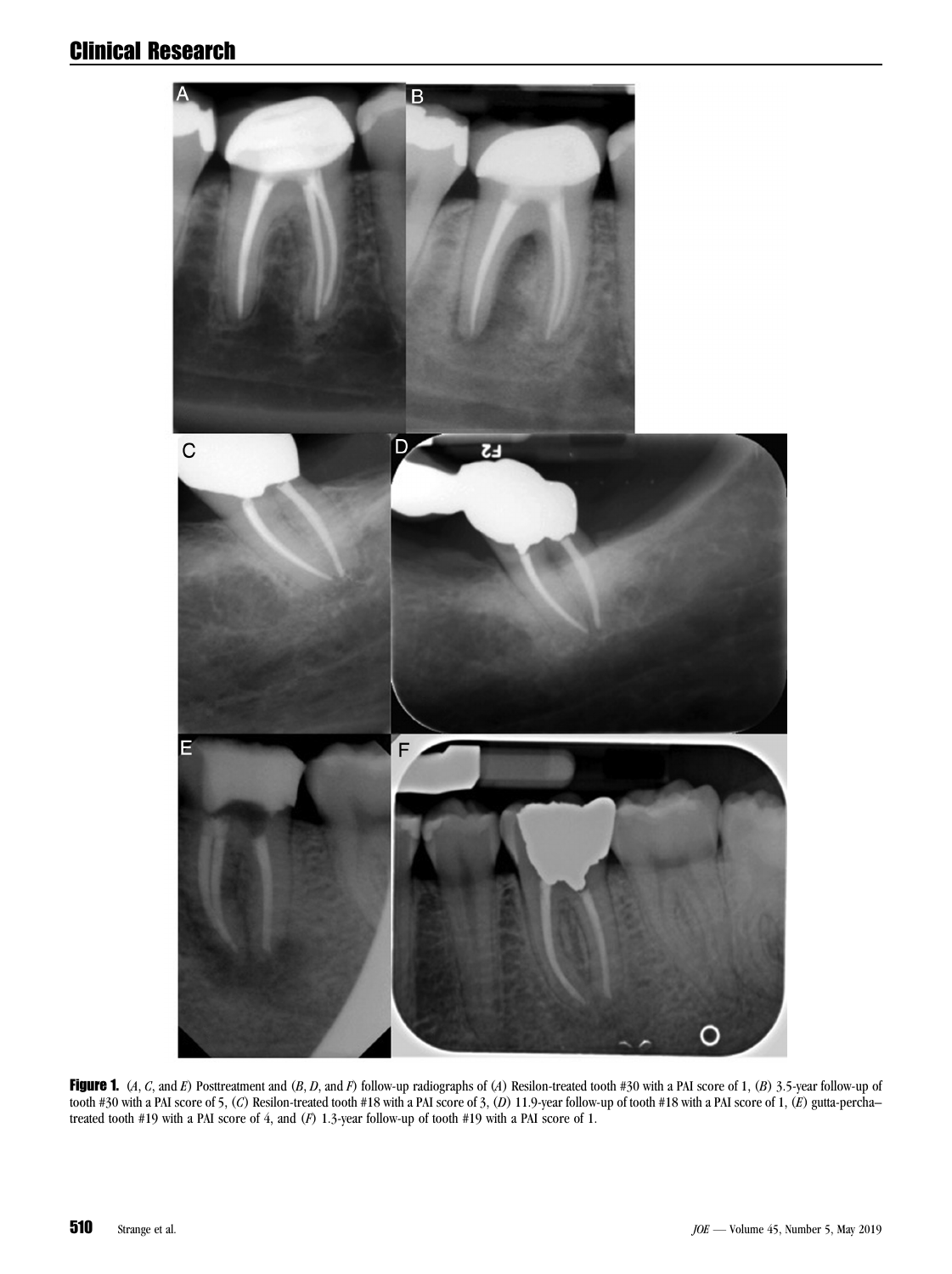**Figure 1.** (*A*, *C*, and *E*) Posttreatment and (*B*, *D*, and *F*) follow-up radiographs of (*A*) Resilon-treated tooth #30 with a PAI score of 1, (*B*) 3.5-year follow-up of tooth #30 with a PAI score of 5, (*C*) Resilon-treated tooth #18 with a PAI score of 3, (*D*) 11.9-year follow-up of tooth #18 with a PAI score of 1, (*E*) gutta-percha–treated tooth #19 with a PAI score of 4, and (*F*) 1.3-year follow-up of tooth #19 with a PAI score of 1.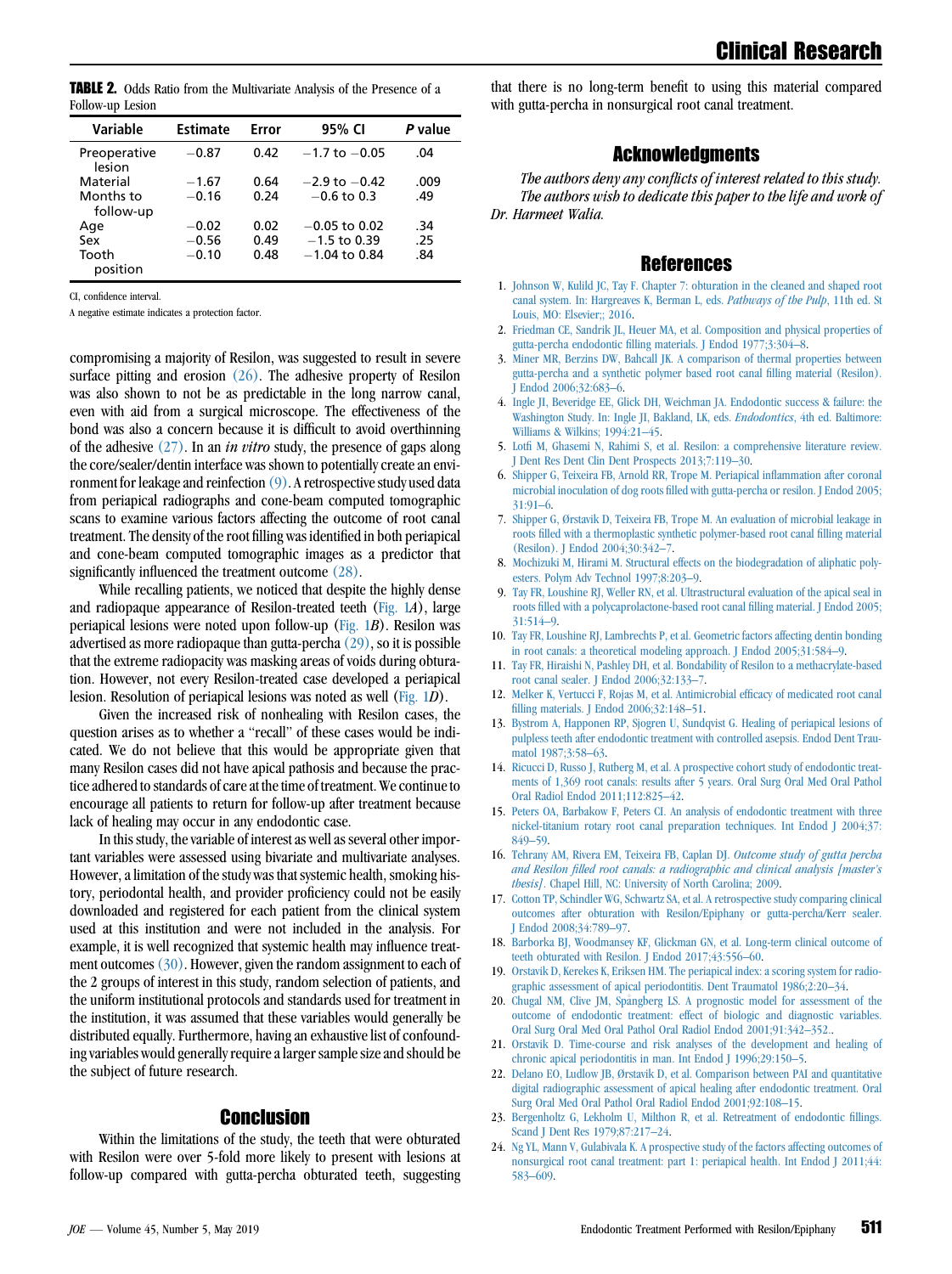**TABLE 2.** Odds Ratio from the Multivariate Analysis of the Presence of a Follow-up Lesion

| Variable | Estimate | Error | 95% CI | *P* value |
|---|---|---|---|---|
| Preoperative lesion | −0.87 | 0.42 | −1.7 to −0.05 | .04 |
| Material | −1.67 | 0.64 | −2.9 to −0.42 | .009 |
| Months to follow-up | −0.16 | 0.24 | −0.6 to 0.3 | .49 |
| Age | −0.02 | 0.02 | −0.05 to 0.02 | .34 |
| Sex | −0.56 | 0.49 | −1.5 to 0.39 | .25 |
| Tooth position | −0.10 | 0.48 | −1.04 to 0.84 | .84 |

CI, confidence interval.

A negative estimate indicates a protection factor.

compromising a majority of Resilon, was suggested to result in severe surface pitting and erosion (26). The adhesive property of Resilon was also shown to not be as predictable in the long narrow canal, even with aid from a surgical microscope. The effectiveness of the bond was also a concern because it is difficult to avoid overthinning of the adhesive (27). In an *in vitro* study, the presence of gaps along the core/sealer/dentin interface was shown to potentially create an environment for leakage and reinfection (9). A retrospective study used data from periapical radiographs and cone-beam computed tomographic scans to examine various factors affecting the outcome of root canal treatment. The density of the root filling was identified in both periapical and cone-beam computed tomographic images as a predictor that significantly influenced the treatment outcome (28).

While recalling patients, we noticed that despite the highly dense and radiopaque appearance of Resilon-treated teeth (Fig. 1*A*), large periapical lesions were noted upon follow-up (Fig. 1*B*). Resilon was advertised as more radiopaque than gutta-percha (29), so it is possible that the extreme radiopacity was masking areas of voids during obturation. However, not every Resilon-treated case developed a periapical lesion. Resolution of periapical lesions was noted as well (Fig. 1*D*).

Given the increased risk of nonhealing with Resilon cases, the question arises as to whether a "recall" of these cases would be indicated. We do not believe that this would be appropriate given that many Resilon cases did not have apical pathosis and because the practice adhered to standards of care at the time of treatment. We continue to encourage all patients to return for follow-up after treatment because lack of healing may occur in any endodontic case.

In this study, the variable of interest as well as several other important variables were assessed using bivariate and multivariate analyses. However, a limitation of the study was that systemic health, smoking history, periodontal health, and provider proficiency could not be easily downloaded and registered for each patient from the clinical system used at this institution and were not included in the analysis. For example, it is well recognized that systemic health may influence treatment outcomes (30). However, given the random assignment to each of the 2 groups of interest in this study, random selection of patients, and the uniform institutional protocols and standards used for treatment in the institution, it was assumed that these variables would generally be distributed equally. Furthermore, having an exhaustive list of confounding variables would generally require a larger sample size and should be the subject of future research.

## Conclusion

Within the limitations of the study, the teeth that were obturated with Resilon were over 5-fold more likely to present with lesions at follow-up compared with gutta-percha obturated teeth, suggesting that there is no long-term benefit to using this material compared with gutta-percha in nonsurgical root canal treatment.

## Acknowledgments

*The authors deny any conflicts of interest related to this study. The authors wish to dedicate this paper to the life and work of Dr. Harmeet Walia.*

## References

1. Johnson W, Kulild JC, Tay F. Chapter 7: obturation in the cleaned and shaped root canal system. In: Hargreaves K, Berman L, eds. *Pathways of the Pulp*, 11th ed. St Louis, MO: Elsevier;; 2016.
2. Friedman CE, Sandrik JL, Heuer MA, et al. Composition and physical properties of gutta-percha endodontic filling materials. J Endod 1977;3:304–8.
3. Miner MR, Berzins DW, Bahcall JK. A comparison of thermal properties between gutta-percha and a synthetic polymer based root canal filling material (Resilon). J Endod 2006;32:683–6.
4. Ingle JI, Beveridge EE, Glick DH, Weichman JA. Endodontic success & failure: the Washington Study. In: Ingle JI, Bakland, LK, eds. *Endodontics*, 4th ed. Baltimore: Williams & Wilkins; 1994:21–45.
5. Lotfi M, Ghasemi N, Rahimi S, et al. Resilon: a comprehensive literature review. J Dent Res Dent Clin Dent Prospects 2013;7:119–30.
6. Shipper G, Teixeira FB, Arnold RR, Trope M. Periapical inflammation after coronal microbial inoculation of dog roots filled with gutta-percha or resilon. J Endod 2005; 31:91–6.
7. Shipper G, Ørstavik D, Teixeira FB, Trope M. An evaluation of microbial leakage in roots filled with a thermoplastic synthetic polymer-based root canal filling material (Resilon). J Endod 2004;30:342–7.
8. Mochizuki M, Hirami M. Structural effects on the biodegradation of aliphatic polyesters. Polym Adv Technol 1997;8:203–9.
9. Tay FR, Loushine RJ, Weller RN, et al. Ultrastructural evaluation of the apical seal in roots filled with a polycaprolactone-based root canal filling material. J Endod 2005; 31:514–9.
10. Tay FR, Loushine RJ, Lambrechts P, et al. Geometric factors affecting dentin bonding in root canals: a theoretical modeling approach. J Endod 2005;31:584–9.
11. Tay FR, Hiraishi N, Pashley DH, et al. Bondability of Resilon to a methacrylate-based root canal sealer. J Endod 2006;32:133–7.
12. Melker K, Vertucci F, Rojas M, et al. Antimicrobial efficacy of medicated root canal filling materials. J Endod 2006;32:148–51.
13. Bystrom A, Happonen RP, Sjogren U, Sundqvist G. Healing of periapical lesions of pulpless teeth after endodontic treatment with controlled asepsis. Endod Dent Traumatol 1987;3:58–63.
14. Ricucci D, Russo J, Rutberg M, et al. A prospective cohort study of endodontic treatments of 1,369 root canals: results after 5 years. Oral Surg Oral Med Oral Pathol Oral Radiol Endod 2011;112:825–42.
15. Peters OA, Barbakow F, Peters CI. An analysis of endodontic treatment with three nickel-titanium rotary root canal preparation techniques. Int Endod J 2004;37: 849–59.
16. Tehrany AM, Rivera EM, Teixeira FB, Caplan DJ. *Outcome study of gutta percha and Resilon filled root canals: a radiographic and clinical analysis [master's thesis]*. Chapel Hill, NC: University of North Carolina; 2009.
17. Cotton TP, Schindler WG, Schwartz SA, et al. A retrospective study comparing clinical outcomes after obturation with Resilon/Epiphany or gutta-percha/Kerr sealer. J Endod 2008;34:789–97.
18. Barborka BJ, Woodmansey KF, Glickman GN, et al. Long-term clinical outcome of teeth obturated with Resilon. J Endod 2017;43:556–60.
19. Orstavik D, Kerekes K, Eriksen HM. The periapical index: a scoring system for radiographic assessment of apical periodontitis. Dent Traumatol 1986;2:20–34.
20. Chugal NM, Clive JM, Spångberg LS. A prognostic model for assessment of the outcome of endodontic treatment: effect of biologic and diagnostic variables. Oral Surg Oral Med Oral Pathol Oral Radiol Endod 2001;91:342–352..
21. Orstavik D. Time-course and risk analyses of the development and healing of chronic apical periodontitis in man. Int Endod J 1996;29:150–5.
22. Delano EO, Ludlow JB, Ørstavik D, et al. Comparison between PAI and quantitative digital radiographic assessment of apical healing after endodontic treatment. Oral Surg Oral Med Oral Pathol Oral Radiol Endod 2001;92:108–15.
23. Bergenholtz G, Lekholm U, Milthon R, et al. Retreatment of endodontic fillings. Scand J Dent Res 1979;87:217–24.
24. Ng YL, Mann V, Gulabivala K. A prospective study of the factors affecting outcomes of nonsurgical root canal treatment: part 1: periapical health. Int Endod J 2011;44: 583–609.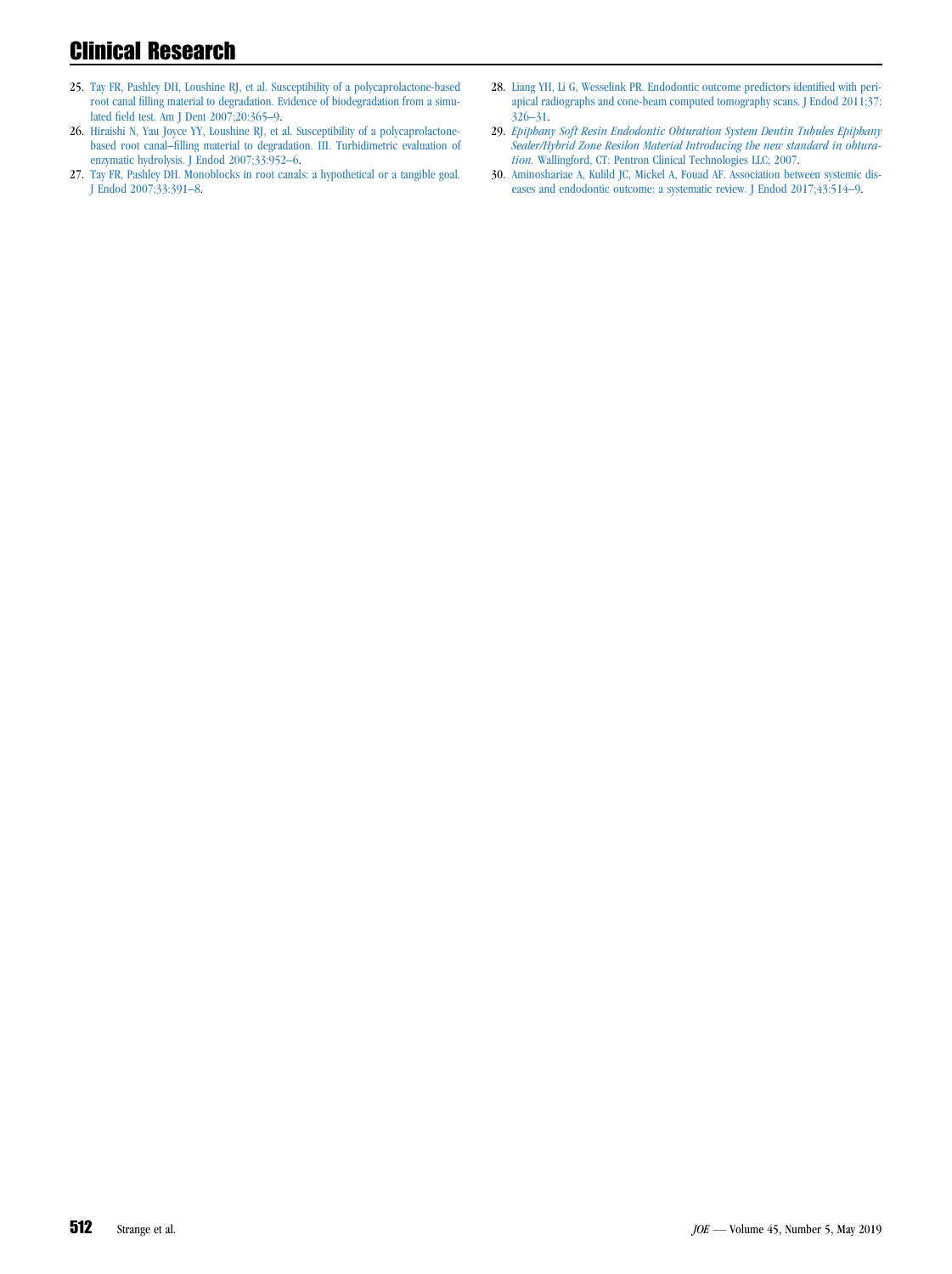25. Tay FR, Pashley DH, Loushine RJ, et al. Susceptibility of a polycaprolactone-based root canal filling material to degradation. Evidence of biodegradation from a simulated field test. Am J Dent 2007;20:365–9.
26. Hiraishi N, Yau Joyce YY, Loushine RJ, et al. Susceptibility of a polycaprolactone-based root canal–filling material to degradation. III. Turbidimetric evaluation of enzymatic hydrolysis. J Endod 2007;33:952–6.
27. Tay FR, Pashley DH. Monoblocks in root canals: a hypothetical or a tangible goal. J Endod 2007;33:391–8.
28. Liang YH, Li G, Wesselink PR. Endodontic outcome predictors identified with periapical radiographs and cone-beam computed tomography scans. J Endod 2011;37:326–31.
29. *Epiphany Soft Resin Endodontic Obturation System Dentin Tubules Epiphany Sealer/Hybrid Zone Resilon Material Introducing the new standard in obturation.* Wallingford, CT: Pentron Clinical Technologies LLC; 2007.
30. Aminoshariae A, Kulild JC, Mickel A, Fouad AF. Association between systemic diseases and endodontic outcome: a systematic review. J Endod 2017;43:514–9.